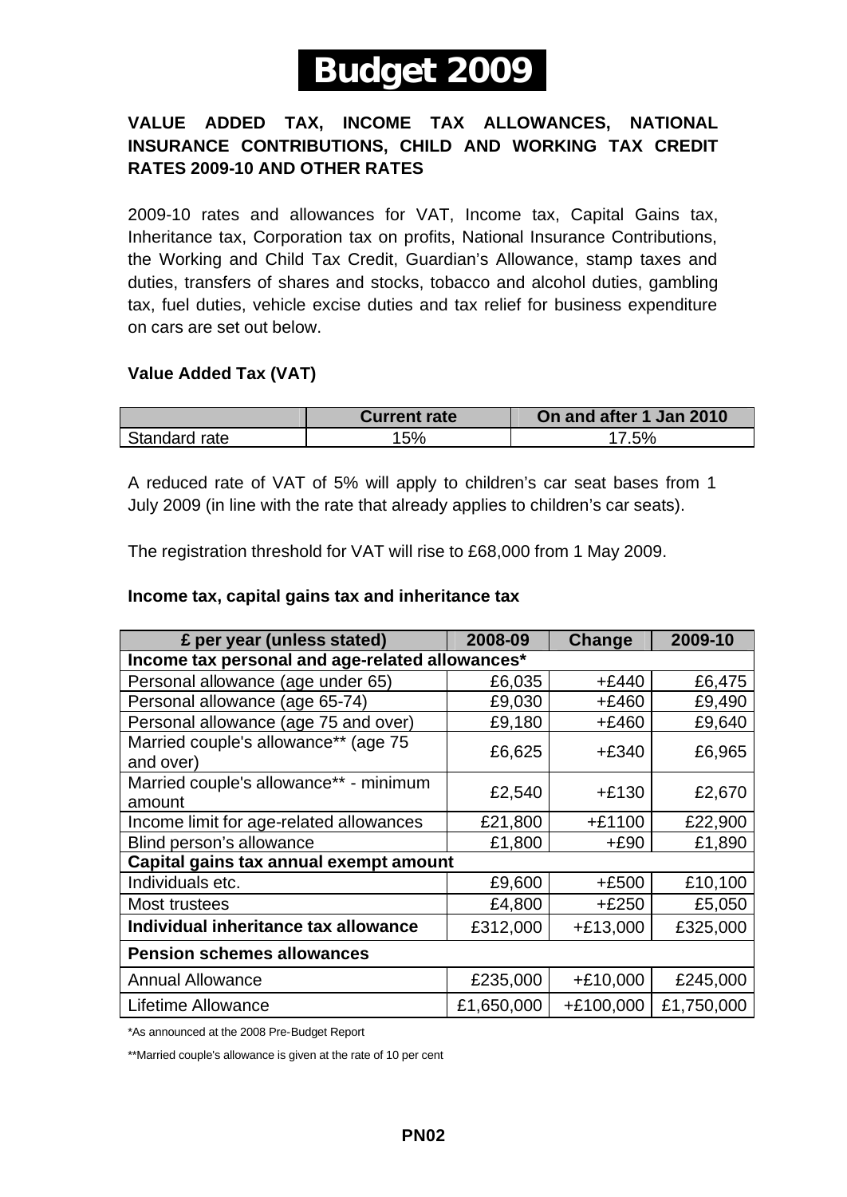# Budget 2009

**VALUE ADDED TAX, INCOME TAX ALLOWANCES, NATIONAL INSURANCE CONTRIBUTIONS, CHILD AND WORKING TAX CREDIT RATES 2009-10 AND OTHER RATES**

2009-10 rates and allowances for VAT, Income tax, Capital Gains tax, Inheritance tax, Corporation tax on profits, National Insurance Contributions, the Working and Child Tax Credit, Guardian's Allowance, stamp taxes and duties, transfers of shares and stocks, tobacco and alcohol duties, gambling tax, fuel duties, vehicle excise duties and tax relief for business expenditure on cars are set out below.

### Value Added Tax (VAT)

| | Current rate | On and after 1 Jan 2010 |
|---|---|---|
| Standard rate | 15% | 17.5% |

A reduced rate of VAT of 5% will apply to children's car seat bases from 1 July 2009 (in line with the rate that already applies to children's car seats).

The registration threshold for VAT will rise to £68,000 from 1 May 2009.

### Income tax, capital gains tax and inheritance tax

| £ per year (unless stated) | 2008-09 | Change | 2009-10 |
|---|---|---|---|
| **Income tax personal and age-related allowances*** | | | |
| Personal allowance (age under 65) | £6,035 | +£440 | £6,475 |
| Personal allowance (age 65-74) | £9,030 | +£460 | £9,490 |
| Personal allowance (age 75 and over) | £9,180 | +£460 | £9,640 |
| Married couple's allowance** (age 75 and over) | £6,625 | +£340 | £6,965 |
| Married couple's allowance** - minimum amount | £2,540 | +£130 | £2,670 |
| Income limit for age-related allowances | £21,800 | +£1100 | £22,900 |
| Blind person's allowance | £1,800 | +£90 | £1,890 |
| **Capital gains tax annual exempt amount** | | | |
| Individuals etc. | £9,600 | +£500 | £10,100 |
| Most trustees | £4,800 | +£250 | £5,050 |
| **Individual inheritance tax allowance** | £312,000 | +£13,000 | £325,000 |
| **Pension schemes allowances** | | | |
| Annual Allowance | £235,000 | +£10,000 | £245,000 |
| Lifetime Allowance | £1,650,000 | +£100,000 | £1,750,000 |

*As announced at the 2008 Pre-Budget Report

**Married couple's allowance is given at the rate of 10 per cent

PN02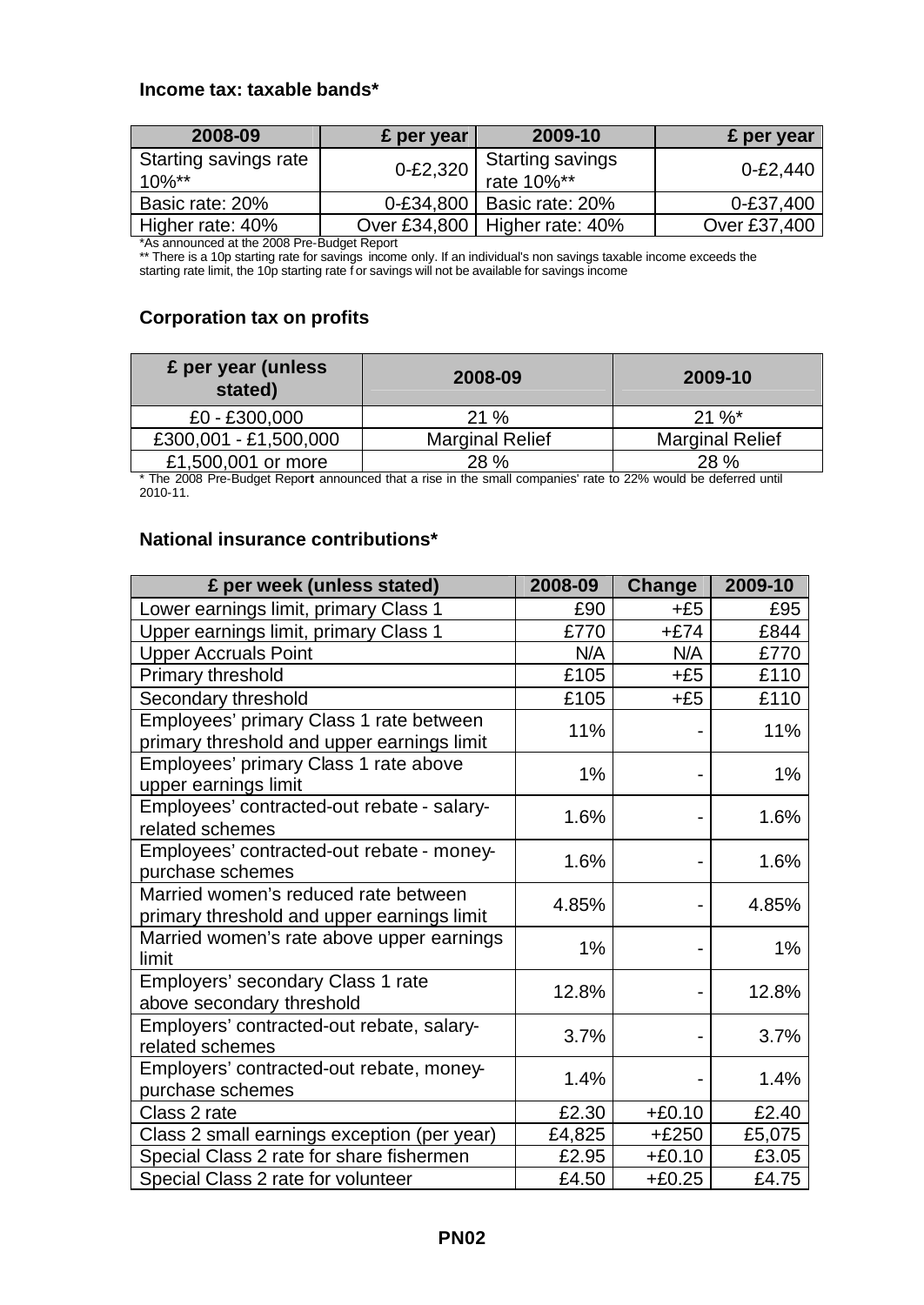### Income tax: taxable bands*

| 2008-09 | £ per year | 2009-10 | £ per year |
|---|---|---|---|
| Starting savings rate 10%** | 0-£2,320 | Starting savings rate 10%** | 0-£2,440 |
| Basic rate: 20% | 0-£34,800 | Basic rate: 20% | 0-£37,400 |
| Higher rate: 40% | Over £34,800 | Higher rate: 40% | Over £37,400 |

*As announced at the 2008 Pre-Budget Report

** There is a 10p starting rate for savings income only. If an individual's non savings taxable income exceeds the starting rate limit, the 10p starting rate for savings will not be available for savings income

### Corporation tax on profits

| £ per year (unless stated) | 2008-09 | 2009-10 |
|---|---|---|
| £0 - £300,000 | 21 % | 21 %* |
| £300,001 - £1,500,000 | Marginal Relief | Marginal Relief |
| £1,500,001 or more | 28 % | 28 % |

* The 2008 Pre-Budget Report announced that a rise in the small companies' rate to 22% would be deferred until 2010-11.

### National insurance contributions*

| £ per week (unless stated) | 2008-09 | Change | 2009-10 |
|---|---|---|---|
| Lower earnings limit, primary Class 1 | £90 | +£5 | £95 |
| Upper earnings limit, primary Class 1 | £770 | +£74 | £844 |
| Upper Accruals Point | N/A | N/A | £770 |
| Primary threshold | £105 | +£5 | £110 |
| Secondary threshold | £105 | +£5 | £110 |
| Employees' primary Class 1 rate between primary threshold and upper earnings limit | 11% | - | 11% |
| Employees' primary Class 1 rate above upper earnings limit | 1% | - | 1% |
| Employees' contracted-out rebate - salary-related schemes | 1.6% | - | 1.6% |
| Employees' contracted-out rebate - money-purchase schemes | 1.6% | - | 1.6% |
| Married women's reduced rate between primary threshold and upper earnings limit | 4.85% | - | 4.85% |
| Married women's rate above upper earnings limit | 1% | - | 1% |
| Employers' secondary Class 1 rate above secondary threshold | 12.8% | - | 12.8% |
| Employers' contracted-out rebate, salary-related schemes | 3.7% | - | 3.7% |
| Employers' contracted-out rebate, money-purchase schemes | 1.4% | - | 1.4% |
| Class 2 rate | £2.30 | +£0.10 | £2.40 |
| Class 2 small earnings exception (per year) | £4,825 | +£250 | £5,075 |
| Special Class 2 rate for share fishermen | £2.95 | +£0.10 | £3.05 |
| Special Class 2 rate for volunteer | £4.50 | +£0.25 | £4.75 |

PN02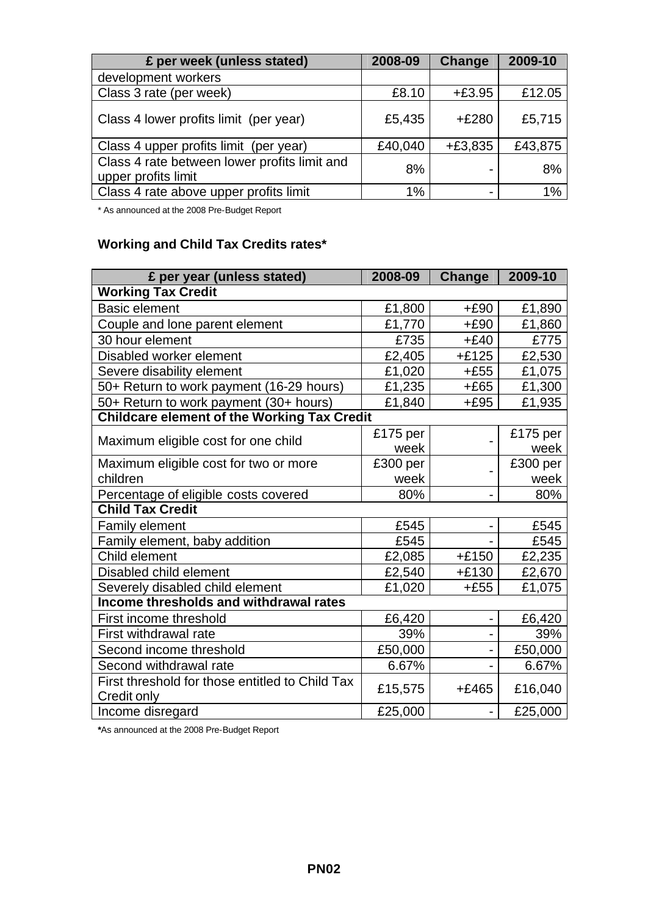| £ per week (unless stated) | 2008-09 | Change | 2009-10 |
|---|---|---|---|
| development workers | | | |
| Class 3 rate (per week) | £8.10 | +£3.95 | £12.05 |
| Class 4 lower profits limit (per year) | £5,435 | +£280 | £5,715 |
| Class 4 upper profits limit (per year) | £40,040 | +£3,835 | £43,875 |
| Class 4 rate between lower profits limit and upper profits limit | 8% | - | 8% |
| Class 4 rate above upper profits limit | 1% | - | 1% |

\* As announced at the 2008 Pre-Budget Report

**Working and Child Tax Credits rates\***

| £ per year (unless stated) | 2008-09 | Change | 2009-10 |
|---|---|---|---|
| **Working Tax Credit** | | | |
| Basic element | £1,800 | +£90 | £1,890 |
| Couple and lone parent element | £1,770 | +£90 | £1,860 |
| 30 hour element | £735 | +£40 | £775 |
| Disabled worker element | £2,405 | +£125 | £2,530 |
| Severe disability element | £1,020 | +£55 | £1,075 |
| 50+ Return to work payment (16-29 hours) | £1,235 | +£65 | £1,300 |
| 50+ Return to work payment (30+ hours) | £1,840 | +£95 | £1,935 |
| **Childcare element of the Working Tax Credit** | | | |
| Maximum eligible cost for one child | £175 per week | - | £175 per week |
| Maximum eligible cost for two or more children | £300 per week | - | £300 per week |
| Percentage of eligible costs covered | 80% | - | 80% |
| **Child Tax Credit** | | | |
| Family element | £545 | - | £545 |
| Family element, baby addition | £545 | - | £545 |
| Child element | £2,085 | +£150 | £2,235 |
| Disabled child element | £2,540 | +£130 | £2,670 |
| Severely disabled child element | £1,020 | +£55 | £1,075 |
| **Income thresholds and withdrawal rates** | | | |
| First income threshold | £6,420 | - | £6,420 |
| First withdrawal rate | 39% | - | 39% |
| Second income threshold | £50,000 | - | £50,000 |
| Second withdrawal rate | 6.67% | - | 6.67% |
| First threshold for those entitled to Child Tax Credit only | £15,575 | +£465 | £16,040 |
| Income disregard | £25,000 | - | £25,000 |

**\***As announced at the 2008 Pre-Budget Report

**PN02**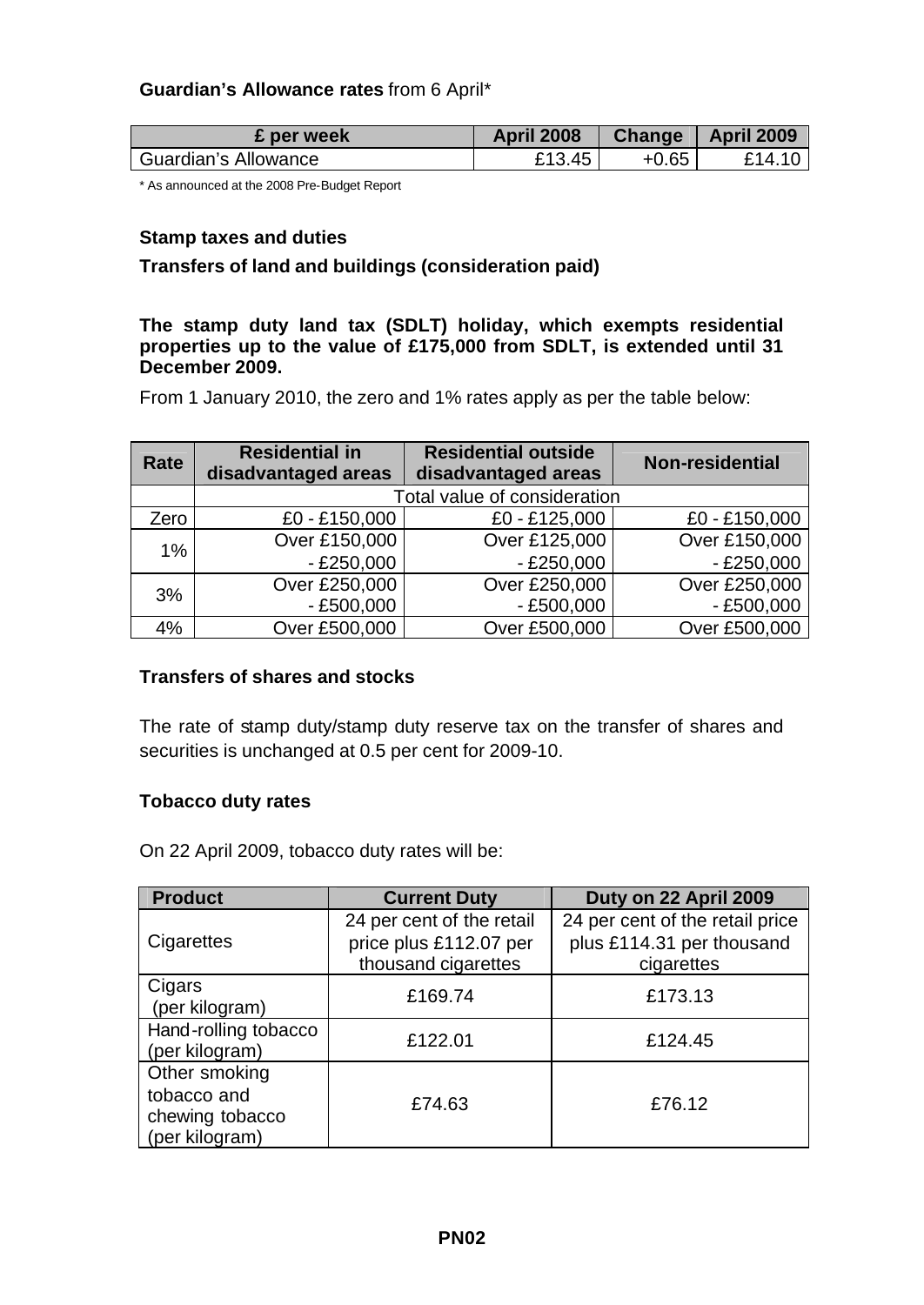**Guardian's Allowance rates** from 6 April*

| £ per week | April 2008 | Change | April 2009 |
|---|---|---|---|
| Guardian's Allowance | £13.45 | +0.65 | £14.10 |

\* As announced at the 2008 Pre-Budget Report

### Stamp taxes and duties

### Transfers of land and buildings (consideration paid)

**The stamp duty land tax (SDLT) holiday, which exempts residential properties up to the value of £175,000 from SDLT, is extended until 31 December 2009.**

From 1 January 2010, the zero and 1% rates apply as per the table below:

| Rate | Residential in disadvantaged areas | Residential outside disadvantaged areas | Non-residential |
|---|---|---|---|
| | Total value of consideration | | |
| Zero | £0 - £150,000 | £0 - £125,000 | £0 - £150,000 |
| 1% | Over £150,000 - £250,000 | Over £125,000 - £250,000 | Over £150,000 - £250,000 |
| 3% | Over £250,000 - £500,000 | Over £250,000 - £500,000 | Over £250,000 - £500,000 |
| 4% | Over £500,000 | Over £500,000 | Over £500,000 |

### Transfers of shares and stocks

The rate of stamp duty/stamp duty reserve tax on the transfer of shares and securities is unchanged at 0.5 per cent for 2009-10.

### Tobacco duty rates

On 22 April 2009, tobacco duty rates will be:

| Product | Current Duty | Duty on 22 April 2009 |
|---|---|---|
| Cigarettes | 24 per cent of the retail price plus £112.07 per thousand cigarettes | 24 per cent of the retail price plus £114.31 per thousand cigarettes |
| Cigars (per kilogram) | £169.74 | £173.13 |
| Hand-rolling tobacco (per kilogram) | £122.01 | £124.45 |
| Other smoking tobacco and chewing tobacco (per kilogram) | £74.63 | £76.12 |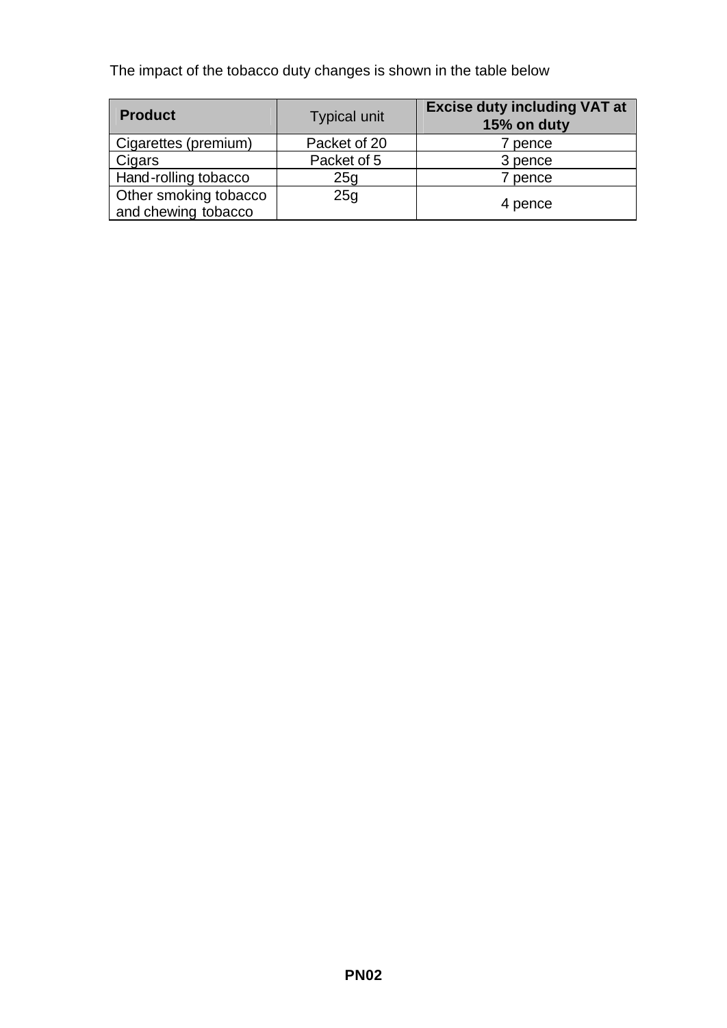The impact of the tobacco duty changes is shown in the table below

| Product | Typical unit | Excise duty including VAT at 15% on duty |
|---|---|---|
| Cigarettes (premium) | Packet of 20 | 7 pence |
| Cigars | Packet of 5 | 3 pence |
| Hand-rolling tobacco | 25g | 7 pence |
| Other smoking tobacco and chewing tobacco | 25g | 4 pence |

**PN02**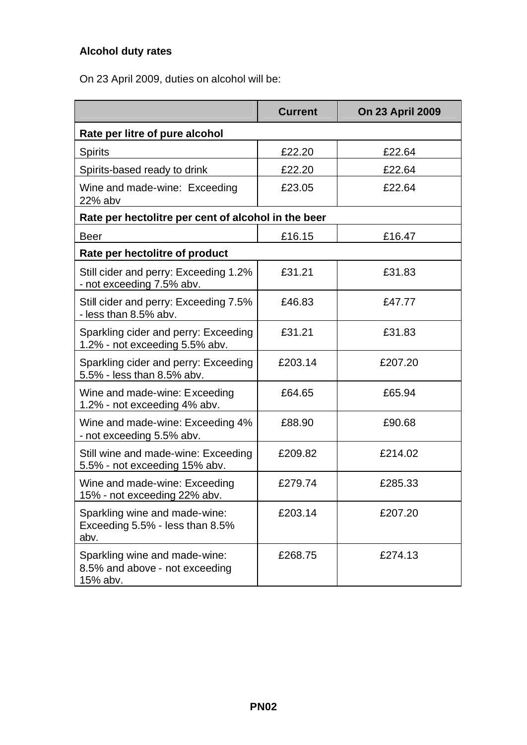**Alcohol duty rates**

On 23 April 2009, duties on alcohol will be:

| | Current | On 23 April 2009 |
|---|---|---|
| **Rate per litre of pure alcohol** | | |
| Spirits | £22.20 | £22.64 |
| Spirits-based ready to drink | £22.20 | £22.64 |
| Wine and made-wine: Exceeding 22% abv | £23.05 | £22.64 |
| **Rate per hectolitre per cent of alcohol in the beer** | | |
| Beer | £16.15 | £16.47 |
| **Rate per hectolitre of product** | | |
| Still cider and perry: Exceeding 1.2% - not exceeding 7.5% abv. | £31.21 | £31.83 |
| Still cider and perry: Exceeding 7.5% - less than 8.5% abv. | £46.83 | £47.77 |
| Sparkling cider and perry: Exceeding 1.2% - not exceeding 5.5% abv. | £31.21 | £31.83 |
| Sparkling cider and perry: Exceeding 5.5% - less than 8.5% abv. | £203.14 | £207.20 |
| Wine and made-wine: Exceeding 1.2% - not exceeding 4% abv. | £64.65 | £65.94 |
| Wine and made-wine: Exceeding 4% - not exceeding 5.5% abv. | £88.90 | £90.68 |
| Still wine and made-wine: Exceeding 5.5% - not exceeding 15% abv. | £209.82 | £214.02 |
| Wine and made-wine: Exceeding 15% - not exceeding 22% abv. | £279.74 | £285.33 |
| Sparkling wine and made-wine: Exceeding 5.5% - less than 8.5% abv. | £203.14 | £207.20 |
| Sparkling wine and made-wine: 8.5% and above - not exceeding 15% abv. | £268.75 | £274.13 |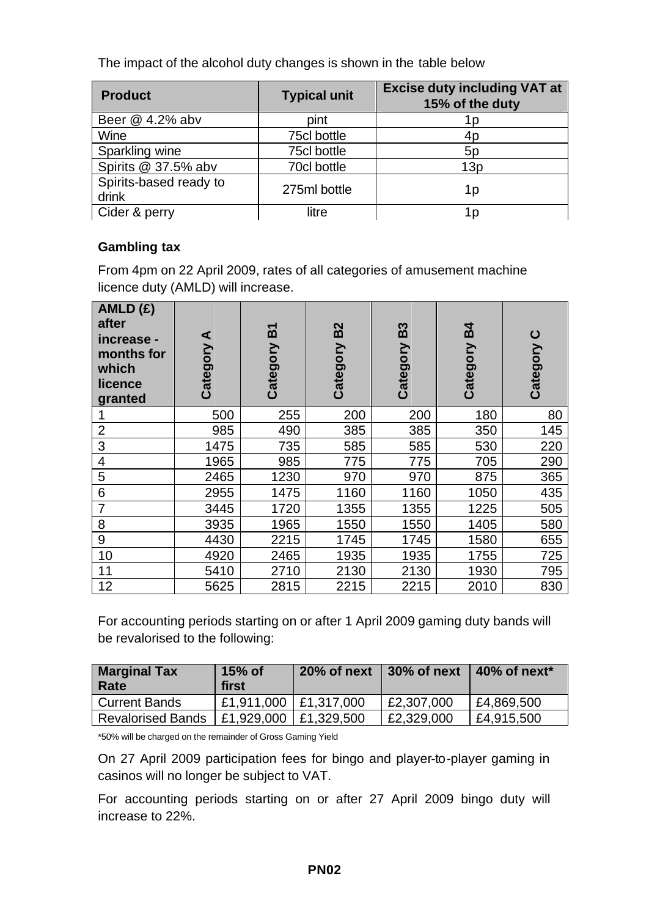The impact of the alcohol duty changes is shown in the table below

| Product | Typical unit | Excise duty including VAT at 15% of the duty |
|---|---|---|
| Beer @ 4.2% abv | pint | 1p |
| Wine | 75cl bottle | 4p |
| Sparkling wine | 75cl bottle | 5p |
| Spirits @ 37.5% abv | 70cl bottle | 13p |
| Spirits-based ready to drink | 275ml bottle | 1p |
| Cider & perry | litre | 1p |

**Gambling tax**

From 4pm on 22 April 2009, rates of all categories of amusement machine licence duty (AMLD) will increase.

| AMLD (£) after increase - months for which licence granted | Category A | Category B1 | Category B2 | Category B3 | Category B4 | Category C |
|---|---|---|---|---|---|---|
| 1 | 500 | 255 | 200 | 200 | 180 | 80 |
| 2 | 985 | 490 | 385 | 385 | 350 | 145 |
| 3 | 1475 | 735 | 585 | 585 | 530 | 220 |
| 4 | 1965 | 985 | 775 | 775 | 705 | 290 |
| 5 | 2465 | 1230 | 970 | 970 | 875 | 365 |
| 6 | 2955 | 1475 | 1160 | 1160 | 1050 | 435 |
| 7 | 3445 | 1720 | 1355 | 1355 | 1225 | 505 |
| 8 | 3935 | 1965 | 1550 | 1550 | 1405 | 580 |
| 9 | 4430 | 2215 | 1745 | 1745 | 1580 | 655 |
| 10 | 4920 | 2465 | 1935 | 1935 | 1755 | 725 |
| 11 | 5410 | 2710 | 2130 | 2130 | 1930 | 795 |
| 12 | 5625 | 2815 | 2215 | 2215 | 2010 | 830 |

For accounting periods starting on or after 1 April 2009 gaming duty bands will be revalorised to the following:

| Marginal Tax Rate | 15% of first | 20% of next | 30% of next | 40% of next* |
|---|---|---|---|---|
| Current Bands | £1,911,000 | £1,317,000 | £2,307,000 | £4,869,500 |
| Revalorised Bands | £1,929,000 | £1,329,500 | £2,329,000 | £4,915,500 |

*50% will be charged on the remainder of Gross Gaming Yield

On 27 April 2009 participation fees for bingo and player-to-player gaming in casinos will no longer be subject to VAT.

For accounting periods starting on or after 27 April 2009 bingo duty will increase to 22%.

**PN02**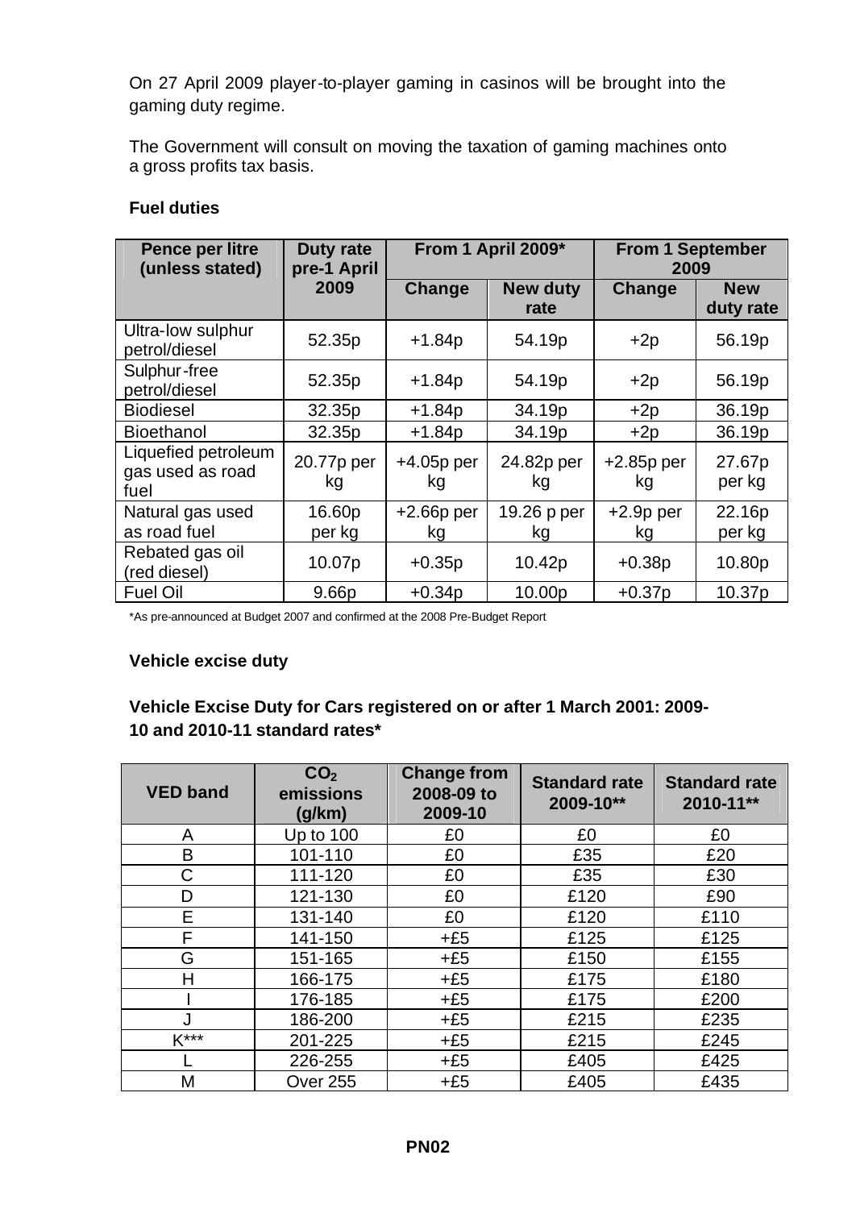On 27 April 2009 player-to-player gaming in casinos will be brought into the gaming duty regime.

The Government will consult on moving the taxation of gaming machines onto a gross profits tax basis.

**Fuel duties**

| Pence per litre (unless stated) | Duty rate pre-1 April 2009 | From 1 April 2009* | | From 1 September 2009 | |
|---|---|---|---|---|---|
| | | Change | New duty rate | Change | New duty rate |
| Ultra-low sulphur petrol/diesel | 52.35p | +1.84p | 54.19p | +2p | 56.19p |
| Sulphur-free petrol/diesel | 52.35p | +1.84p | 54.19p | +2p | 56.19p |
| Biodiesel | 32.35p | +1.84p | 34.19p | +2p | 36.19p |
| Bioethanol | 32.35p | +1.84p | 34.19p | +2p | 36.19p |
| Liquefied petroleum gas used as road fuel | 20.77p per kg | +4.05p per kg | 24.82p per kg | +2.85p per kg | 27.67p per kg |
| Natural gas used as road fuel | 16.60p per kg | +2.66p per kg | 19.26 p per kg | +2.9p per kg | 22.16p per kg |
| Rebated gas oil (red diesel) | 10.07p | +0.35p | 10.42p | +0.38p | 10.80p |
| Fuel Oil | 9.66p | +0.34p | 10.00p | +0.37p | 10.37p |

*As pre-announced at Budget 2007 and confirmed at the 2008 Pre-Budget Report

**Vehicle excise duty**

**Vehicle Excise Duty for Cars registered on or after 1 March 2001: 2009-10 and 2010-11 standard rates***

| VED band | $CO_2$ emissions (g/km) | Change from 2008-09 to 2009-10 | Standard rate 2009-10** | Standard rate 2010-11** |
|---|---|---|---|---|
| A | Up to 100 | £0 | £0 | £0 |
| B | 101-110 | £0 | £35 | £20 |
| C | 111-120 | £0 | £35 | £30 |
| D | 121-130 | £0 | £120 | £90 |
| E | 131-140 | £0 | £120 | £110 |
| F | 141-150 | +£5 | £125 | £125 |
| G | 151-165 | +£5 | £150 | £155 |
| H | 166-175 | +£5 | £175 | £180 |
| I | 176-185 | +£5 | £175 | £200 |
| J | 186-200 | +£5 | £215 | £235 |
| K*** | 201-225 | +£5 | £215 | £245 |
| L | 226-255 | +£5 | £405 | £425 |
| M | Over 255 | +£5 | £405 | £435 |

**PN02**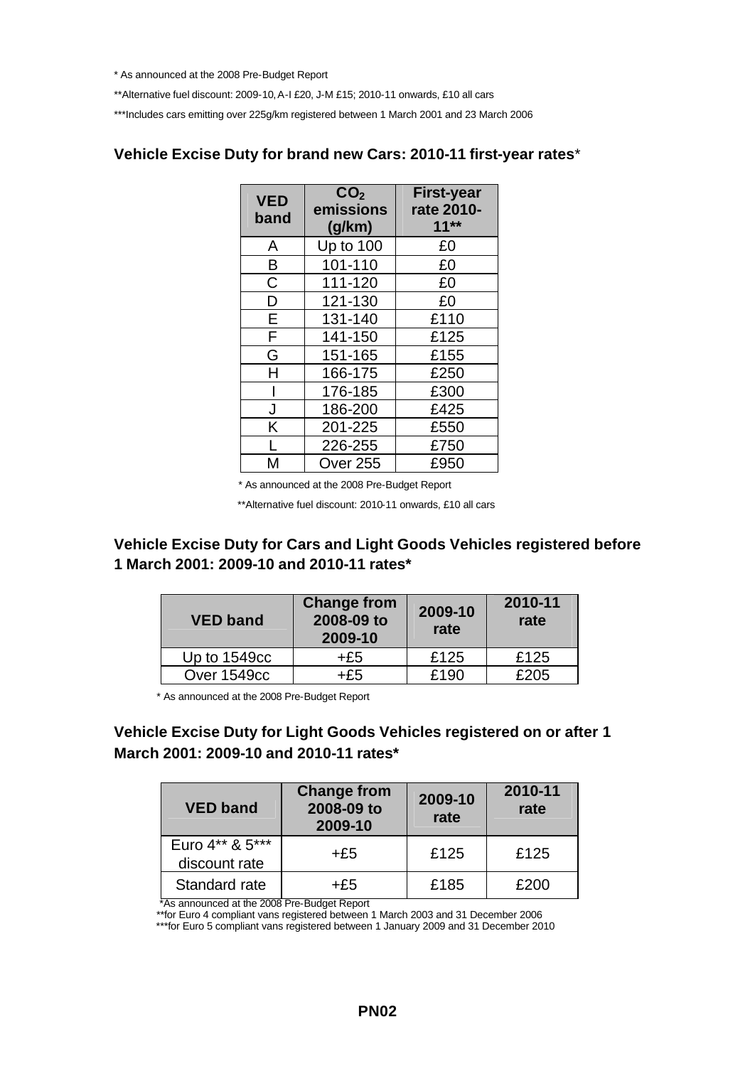\* As announced at the 2008 Pre-Budget Report

\*\*Alternative fuel discount: 2009-10, A-I £20, J-M £15; 2010-11 onwards, £10 all cars

\*\*\*Includes cars emitting over 225g/km registered between 1 March 2001 and 23 March 2006

### Vehicle Excise Duty for brand new Cars: 2010-11 first-year rates*

| VED band | $CO_2$ emissions (g/km) | First-year rate 2010-11** |
|---|---|---|
| A | Up to 100 | £0 |
| B | 101-110 | £0 |
| C | 111-120 | £0 |
| D | 121-130 | £0 |
| E | 131-140 | £110 |
| F | 141-150 | £125 |
| G | 151-165 | £155 |
| H | 166-175 | £250 |
| I | 176-185 | £300 |
| J | 186-200 | £425 |
| K | 201-225 | £550 |
| L | 226-255 | £750 |
| M | Over 255 | £950 |

\* As announced at the 2008 Pre-Budget Report

\*\*Alternative fuel discount: 2010-11 onwards, £10 all cars

### Vehicle Excise Duty for Cars and Light Goods Vehicles registered before 1 March 2001: 2009-10 and 2010-11 rates*

| VED band | Change from 2008-09 to 2009-10 | 2009-10 rate | 2010-11 rate |
|---|---|---|---|
| Up to 1549cc | +£5 | £125 | £125 |
| Over 1549cc | +£5 | £190 | £205 |

\* As announced at the 2008 Pre-Budget Report

### Vehicle Excise Duty for Light Goods Vehicles registered on or after 1 March 2001: 2009-10 and 2010-11 rates*

| VED band | Change from 2008-09 to 2009-10 | 2009-10 rate | 2010-11 rate |
|---|---|---|---|
| Euro 4** & 5*** discount rate | +£5 | £125 | £125 |
| Standard rate | +£5 | £185 | £200 |

\*As announced at the 2008 Pre-Budget Report

\*\*for Euro 4 compliant vans registered between 1 March 2003 and 31 December 2006

\*\*\*for Euro 5 compliant vans registered between 1 January 2009 and 31 December 2010

**PN02**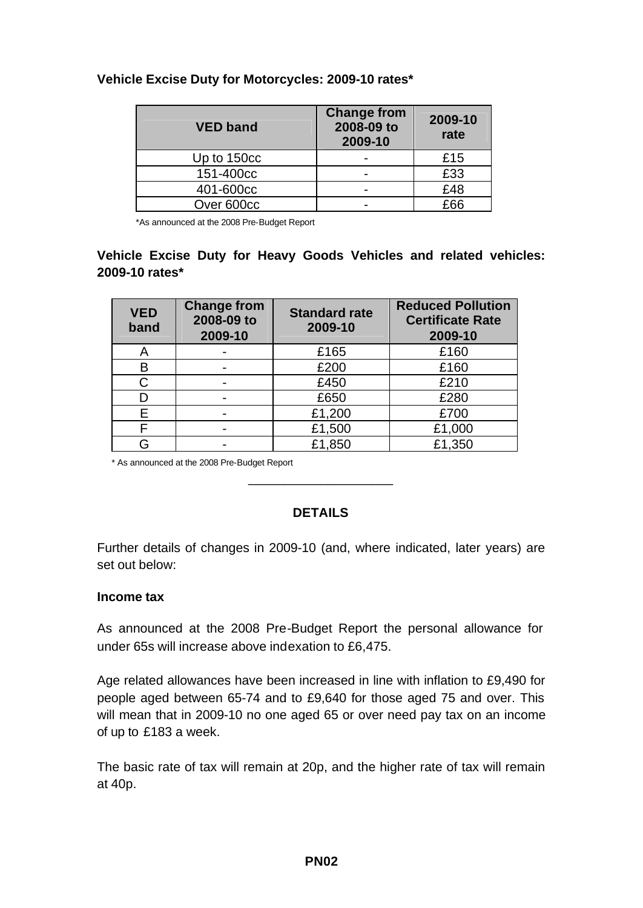**Vehicle Excise Duty for Motorcycles: 2009-10 rates***

| VED band | Change from 2008-09 to 2009-10 | 2009-10 rate |
|---|---|---|
| Up to 150cc | - | £15 |
| 151-400cc | - | £33 |
| 401-600cc | - | £48 |
| Over 600cc | - | £66 |

*As announced at the 2008 Pre-Budget Report

**Vehicle Excise Duty for Heavy Goods Vehicles and related vehicles: 2009-10 rates***

| VED band | Change from 2008-09 to 2009-10 | Standard rate 2009-10 | Reduced Pollution Certificate Rate 2009-10 |
|---|---|---|---|
| A | - | £165 | £160 |
| B | - | £200 | £160 |
| C | - | £450 | £210 |
| D | - | £650 | £280 |
| E | - | £1,200 | £700 |
| F | - | £1,500 | £1,000 |
| G | - | £1,850 | £1,350 |

* As announced at the 2008 Pre-Budget Report

---

## DETAILS

Further details of changes in 2009-10 (and, where indicated, later years) are set out below:

### Income tax

As announced at the 2008 Pre-Budget Report the personal allowance for under 65s will increase above indexation to £6,475.

Age related allowances have been increased in line with inflation to £9,490 for people aged between 65-74 and to £9,640 for those aged 75 and over. This will mean that in 2009-10 no one aged 65 or over need pay tax on an income of up to £183 a week.

The basic rate of tax will remain at 20p, and the higher rate of tax will remain at 40p.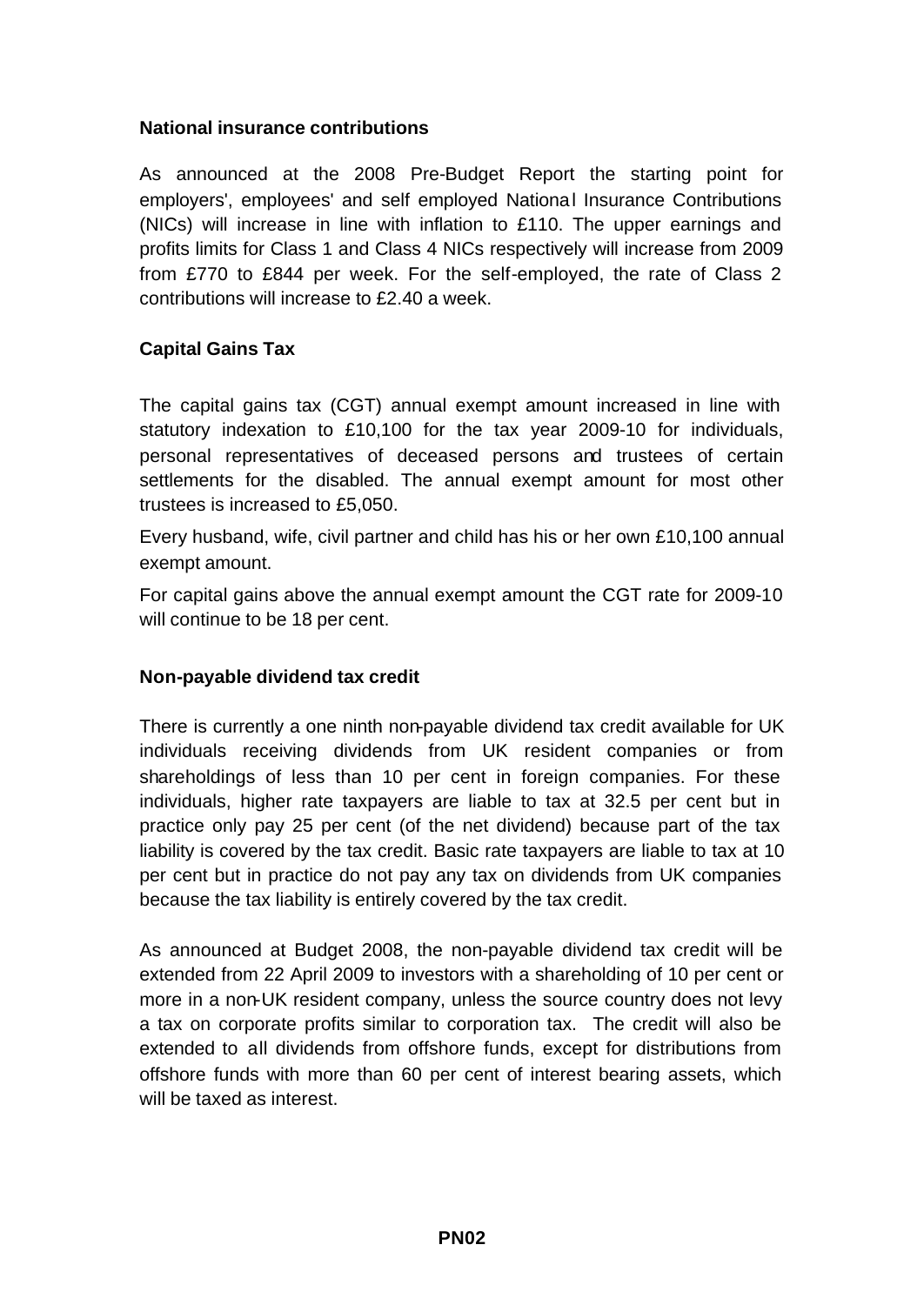## National insurance contributions

As announced at the 2008 Pre-Budget Report the starting point for employers', employees' and self employed National Insurance Contributions (NICs) will increase in line with inflation to £110. The upper earnings and profits limits for Class 1 and Class 4 NICs respectively will increase from 2009 from £770 to £844 per week. For the self-employed, the rate of Class 2 contributions will increase to £2.40 a week.

## Capital Gains Tax

The capital gains tax (CGT) annual exempt amount increased in line with statutory indexation to £10,100 for the tax year 2009-10 for individuals, personal representatives of deceased persons and trustees of certain settlements for the disabled. The annual exempt amount for most other trustees is increased to £5,050.

Every husband, wife, civil partner and child has his or her own £10,100 annual exempt amount.

For capital gains above the annual exempt amount the CGT rate for 2009-10 will continue to be 18 per cent.

## Non-payable dividend tax credit

There is currently a one ninth non-payable dividend tax credit available for UK individuals receiving dividends from UK resident companies or from shareholdings of less than 10 per cent in foreign companies. For these individuals, higher rate taxpayers are liable to tax at 32.5 per cent but in practice only pay 25 per cent (of the net dividend) because part of the tax liability is covered by the tax credit. Basic rate taxpayers are liable to tax at 10 per cent but in practice do not pay any tax on dividends from UK companies because the tax liability is entirely covered by the tax credit.

As announced at Budget 2008, the non-payable dividend tax credit will be extended from 22 April 2009 to investors with a shareholding of 10 per cent or more in a non-UK resident company, unless the source country does not levy a tax on corporate profits similar to corporation tax. The credit will also be extended to all dividends from offshore funds, except for distributions from offshore funds with more than 60 per cent of interest bearing assets, which will be taxed as interest.

**PN02**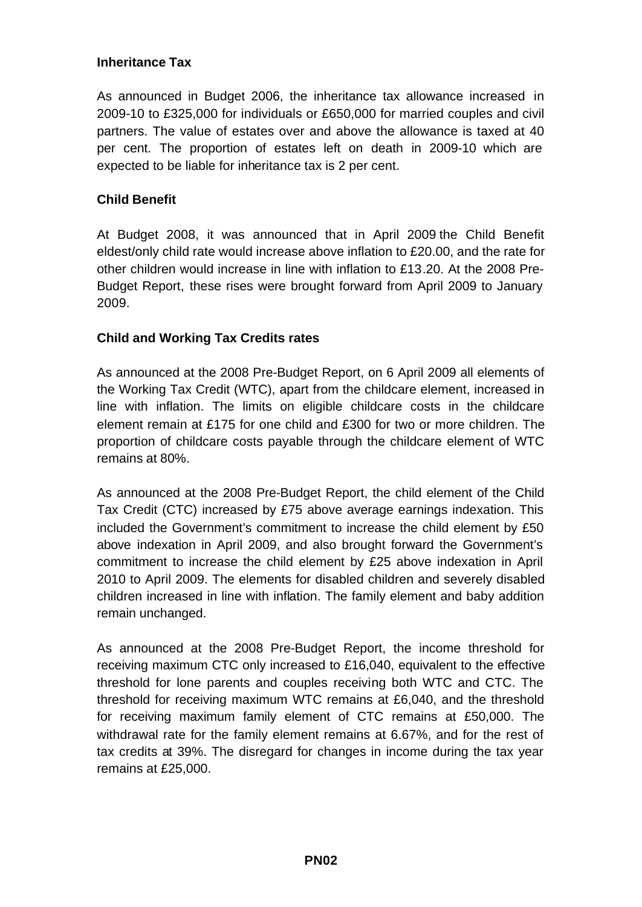## Inheritance Tax

As announced in Budget 2006, the inheritance tax allowance increased in 2009-10 to £325,000 for individuals or £650,000 for married couples and civil partners. The value of estates over and above the allowance is taxed at 40 per cent. The proportion of estates left on death in 2009-10 which are expected to be liable for inheritance tax is 2 per cent.

## Child Benefit

At Budget 2008, it was announced that in April 2009 the Child Benefit eldest/only child rate would increase above inflation to £20.00, and the rate for other children would increase in line with inflation to £13.20. At the 2008 Pre-Budget Report, these rises were brought forward from April 2009 to January 2009.

## Child and Working Tax Credits rates

As announced at the 2008 Pre-Budget Report, on 6 April 2009 all elements of the Working Tax Credit (WTC), apart from the childcare element, increased in line with inflation. The limits on eligible childcare costs in the childcare element remain at £175 for one child and £300 for two or more children. The proportion of childcare costs payable through the childcare element of WTC remains at 80%.

As announced at the 2008 Pre-Budget Report, the child element of the Child Tax Credit (CTC) increased by £75 above average earnings indexation. This included the Government's commitment to increase the child element by £50 above indexation in April 2009, and also brought forward the Government's commitment to increase the child element by £25 above indexation in April 2010 to April 2009. The elements for disabled children and severely disabled children increased in line with inflation. The family element and baby addition remain unchanged.

As announced at the 2008 Pre-Budget Report, the income threshold for receiving maximum CTC only increased to £16,040, equivalent to the effective threshold for lone parents and couples receiving both WTC and CTC. The threshold for receiving maximum WTC remains at £6,040, and the threshold for receiving maximum family element of CTC remains at £50,000. The withdrawal rate for the family element remains at 6.67%, and for the rest of tax credits at 39%. The disregard for changes in income during the tax year remains at £25,000.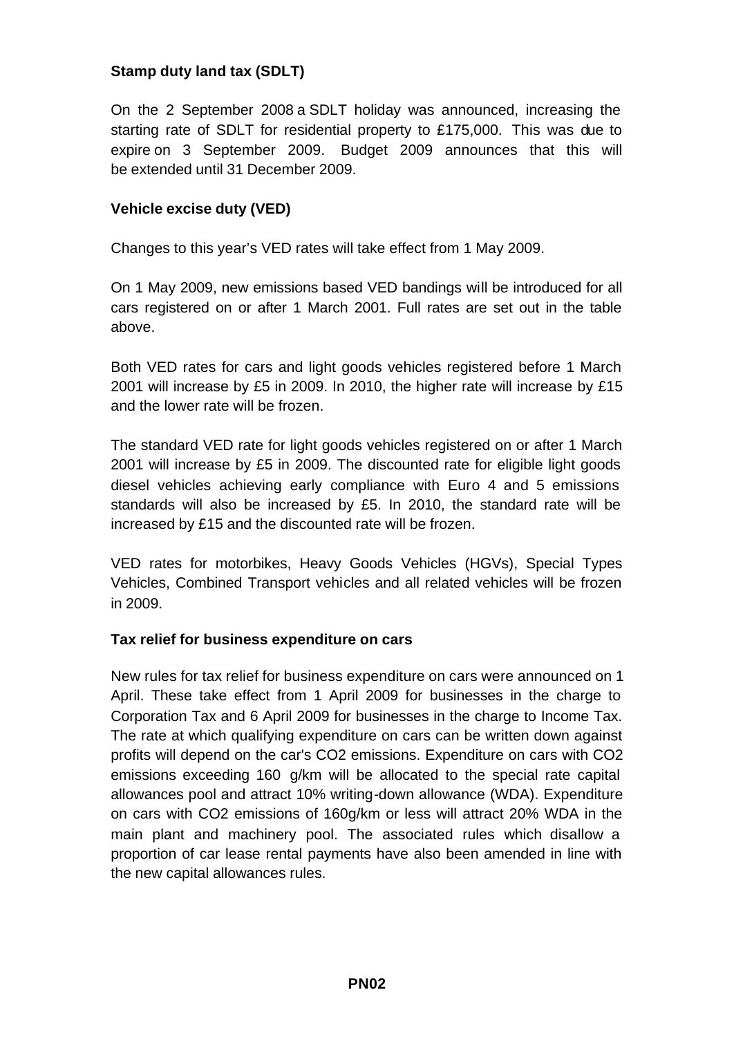**Stamp duty land tax (SDLT)**

On the 2 September 2008 a SDLT holiday was announced, increasing the starting rate of SDLT for residential property to £175,000. This was due to expire on 3 September 2009. Budget 2009 announces that this will be extended until 31 December 2009.

**Vehicle excise duty (VED)**

Changes to this year's VED rates will take effect from 1 May 2009.

On 1 May 2009, new emissions based VED bandings will be introduced for all cars registered on or after 1 March 2001. Full rates are set out in the table above.

Both VED rates for cars and light goods vehicles registered before 1 March 2001 will increase by £5 in 2009. In 2010, the higher rate will increase by £15 and the lower rate will be frozen.

The standard VED rate for light goods vehicles registered on or after 1 March 2001 will increase by £5 in 2009. The discounted rate for eligible light goods diesel vehicles achieving early compliance with Euro 4 and 5 emissions standards will also be increased by £5. In 2010, the standard rate will be increased by £15 and the discounted rate will be frozen.

VED rates for motorbikes, Heavy Goods Vehicles (HGVs), Special Types Vehicles, Combined Transport vehicles and all related vehicles will be frozen in 2009.

**Tax relief for business expenditure on cars**

New rules for tax relief for business expenditure on cars were announced on 1 April. These take effect from 1 April 2009 for businesses in the charge to Corporation Tax and 6 April 2009 for businesses in the charge to Income Tax. The rate at which qualifying expenditure on cars can be written down against profits will depend on the car's $CO_2$ emissions. Expenditure on cars with $CO_2$ emissions exceeding 160 g/km will be allocated to the special rate capital allowances pool and attract 10% writing-down allowance (WDA). Expenditure on cars with $CO_2$ emissions of 160g/km or less will attract 20% WDA in the main plant and machinery pool. The associated rules which disallow a proportion of car lease rental payments have also been amended in line with the new capital allowances rules.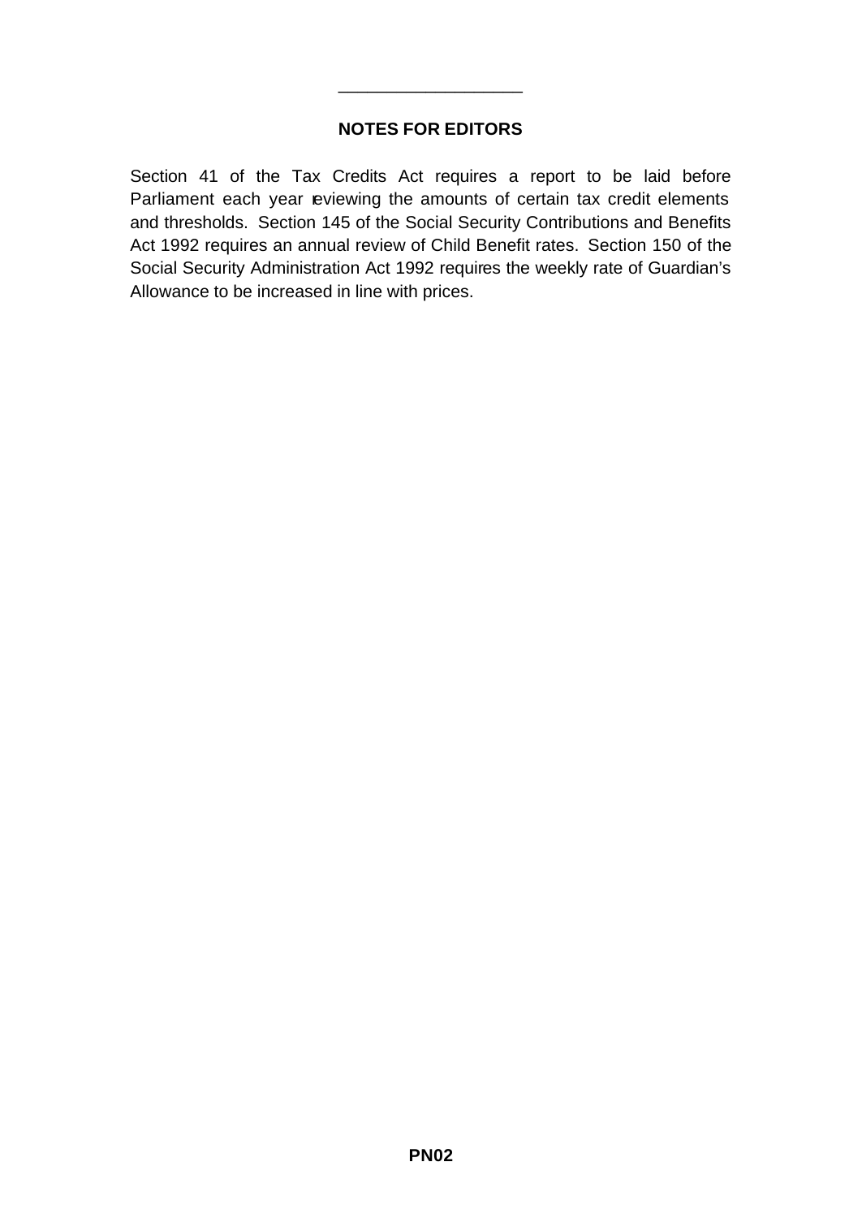---

## NOTES FOR EDITORS

Section 41 of the Tax Credits Act requires a report to be laid before Parliament each year reviewing the amounts of certain tax credit elements and thresholds. Section 145 of the Social Security Contributions and Benefits Act 1992 requires an annual review of Child Benefit rates. Section 150 of the Social Security Administration Act 1992 requires the weekly rate of Guardian's Allowance to be increased in line with prices.

**PN02**